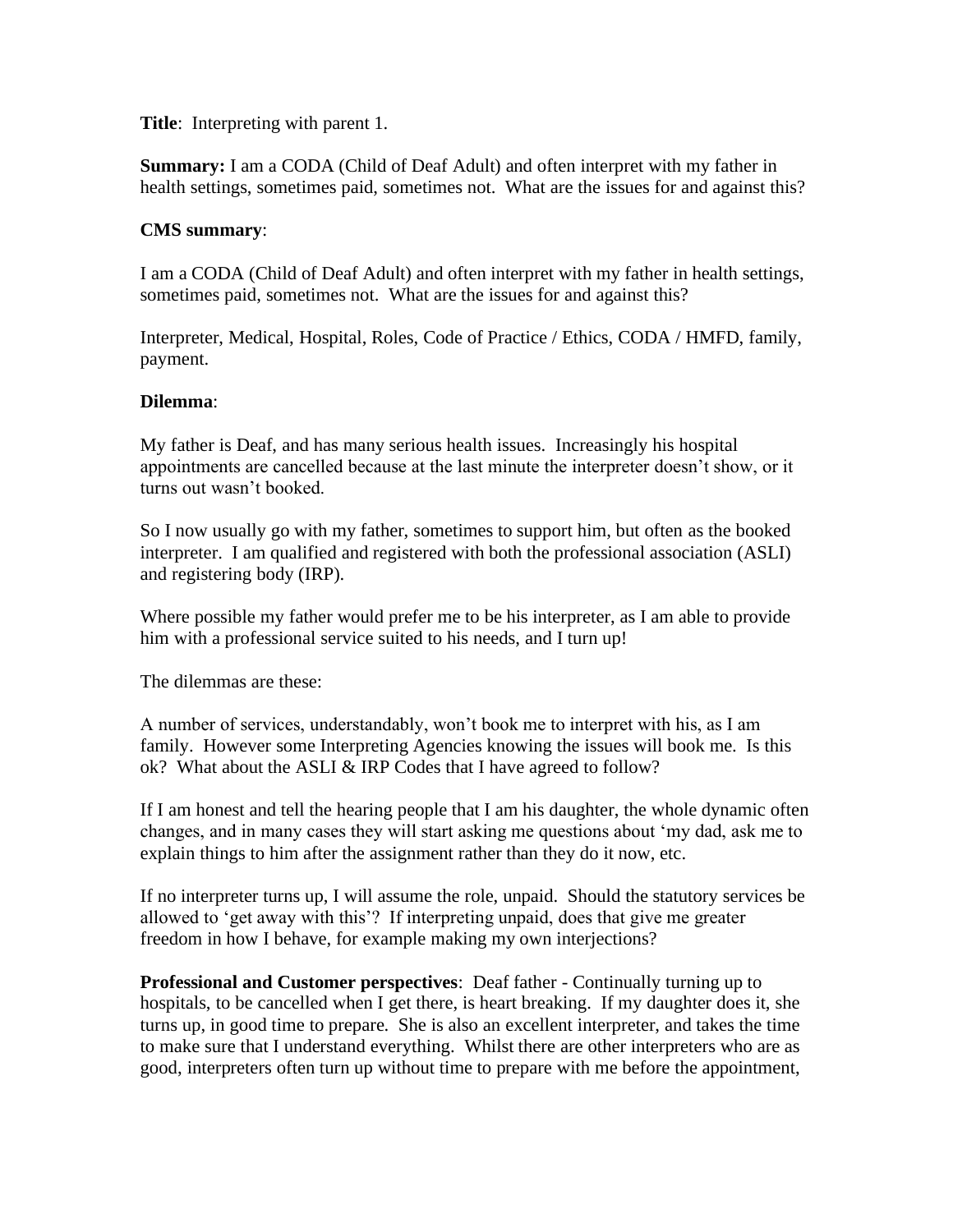**Title**: Interpreting with parent 1.

**Summary:** I am a CODA (Child of Deaf Adult) and often interpret with my father in health settings, sometimes paid, sometimes not. What are the issues for and against this?

**CMS summary**:

I am a CODA (Child of Deaf Adult) and often interpret with my father in health settings, sometimes paid, sometimes not. What are the issues for and against this?

Interpreter, Medical, Hospital, Roles, Code of Practice / Ethics, CODA / HMFD, family, payment.

**Dilemma**:

My father is Deaf, and has many serious health issues. Increasingly his hospital appointments are cancelled because at the last minute the interpreter doesn't show, or it turns out wasn't booked.

So I now usually go with my father, sometimes to support him, but often as the booked interpreter. I am qualified and registered with both the professional association (ASLI) and registering body (IRP).

Where possible my father would prefer me to be his interpreter, as I am able to provide him with a professional service suited to his needs, and I turn up!

The dilemmas are these:

A number of services, understandably, won't book me to interpret with his, as I am family. However some Interpreting Agencies knowing the issues will book me. Is this ok? What about the ASLI & IRP Codes that I have agreed to follow?

If I am honest and tell the hearing people that I am his daughter, the whole dynamic often changes, and in many cases they will start asking me questions about 'my dad, ask me to explain things to him after the assignment rather than they do it now, etc.

If no interpreter turns up, I will assume the role, unpaid. Should the statutory services be allowed to 'get away with this'? If interpreting unpaid, does that give me greater freedom in how I behave, for example making my own interjections?

**Professional and Customer perspectives**: Deaf father - Continually turning up to hospitals, to be cancelled when I get there, is heart breaking. If my daughter does it, she turns up, in good time to prepare. She is also an excellent interpreter, and takes the time to make sure that I understand everything. Whilst there are other interpreters who are as good, interpreters often turn up without time to prepare with me before the appointment,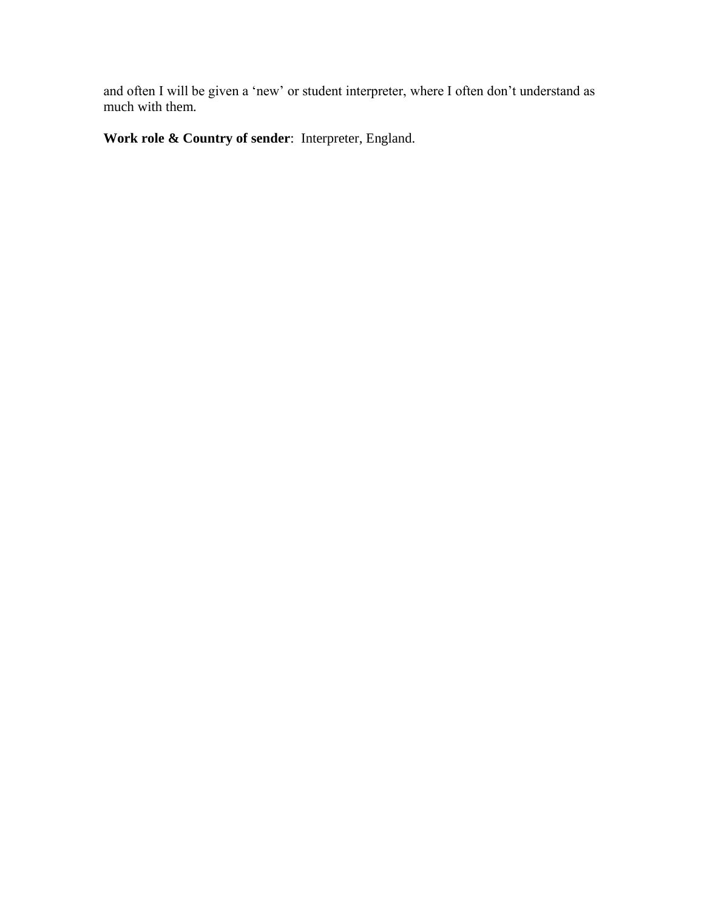and often I will be given a ‘new’ or student interpreter, where I often don’t understand as much with them.

**Work role & Country of sender**: Interpreter, England.